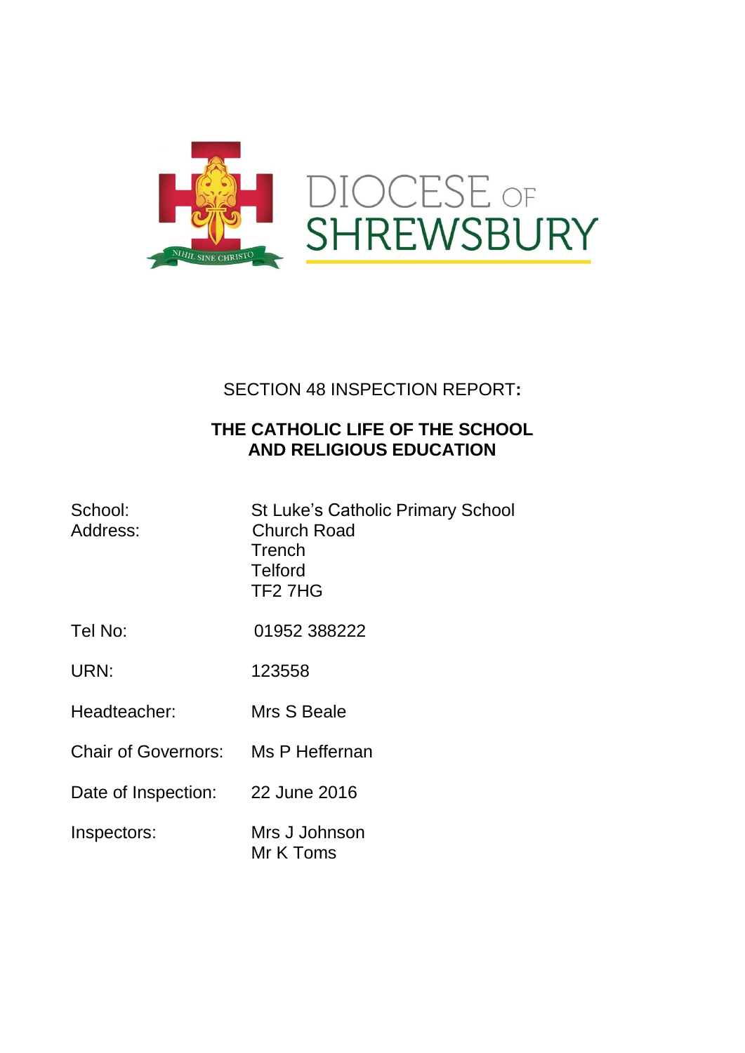DIOCESE OF SHREWSBURY

NIHIL SINE CHRISTO

SECTION 48 INSPECTION REPORT:

**THE CATHOLIC LIFE OF THE SCHOOL AND RELIGIOUS EDUCATION**

| | |
|---|---|
| School: | St Luke's Catholic Primary School |
| Address: | Church Road<br>Trench<br>Telford<br>TF2 7HG |
| Tel No: | 01952 388222 |
| URN: | 123558 |
| Headteacher: | Mrs S Beale |
| Chair of Governors: | Ms P Heffernan |
| Date of Inspection: | 22 June 2016 |
| Inspectors: | Mrs J Johnson<br>Mr K Toms |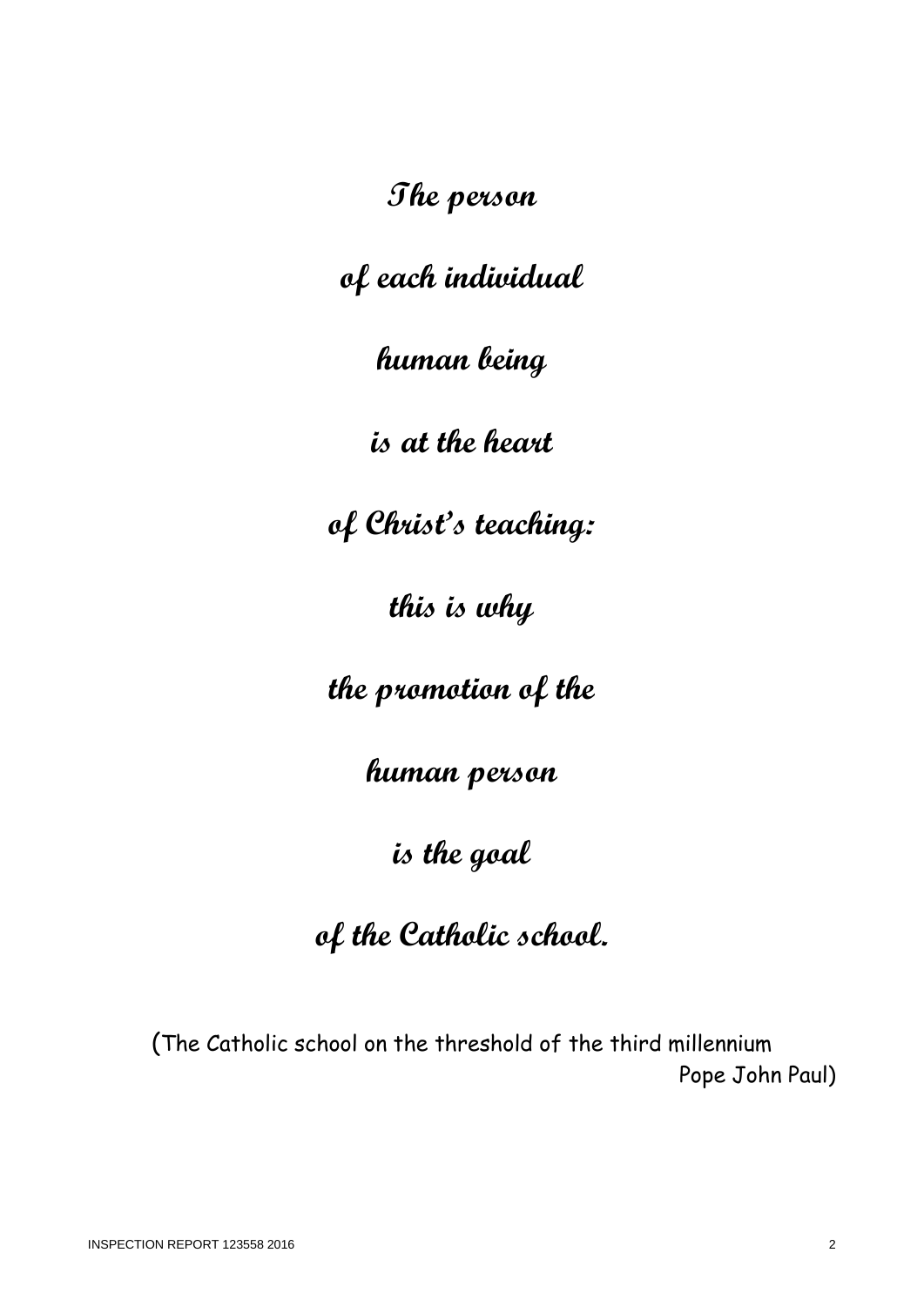**The person**

**of each individual**

**human being**

**is at the heart**

**of Christ's teaching:**

**this is why**

**the promotion of the**

**human person**

**is the goal**

**of the Catholic school.**

(The Catholic school on the threshold of the third millennium
Pope John Paul)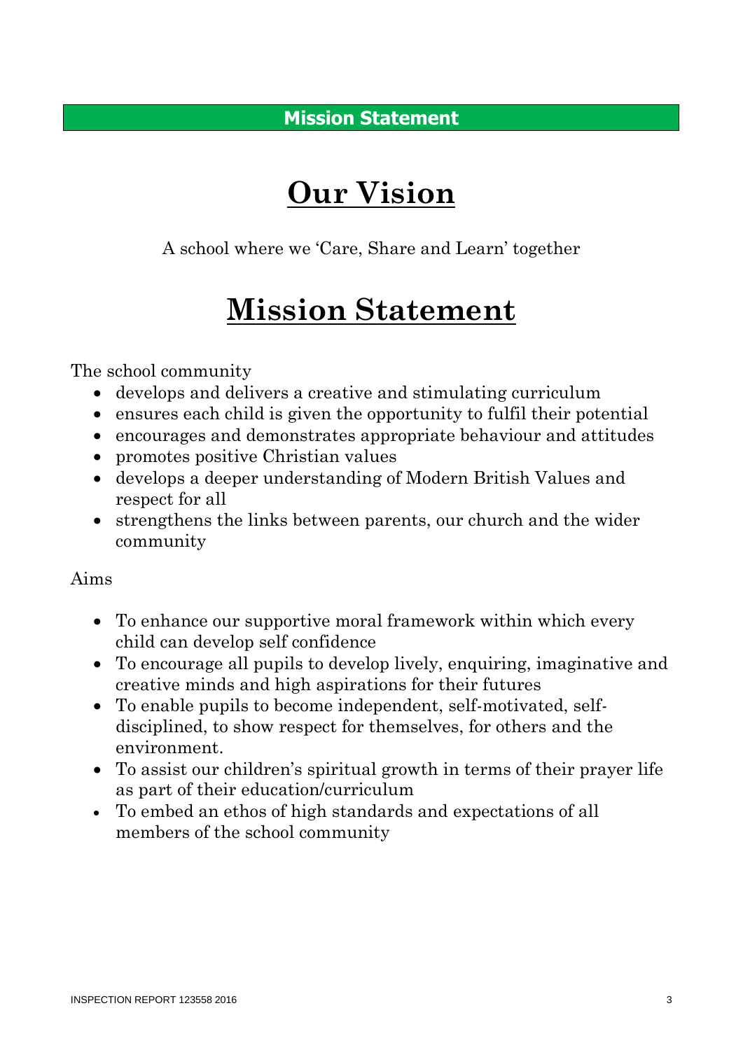## Mission Statement

# Our Vision

A school where we 'Care, Share and Learn' together

# Mission Statement

The school community

- develops and delivers a creative and stimulating curriculum
- ensures each child is given the opportunity to fulfil their potential
- encourages and demonstrates appropriate behaviour and attitudes
- promotes positive Christian values
- develops a deeper understanding of Modern British Values and respect for all
- strengthens the links between parents, our church and the wider community

Aims

- To enhance our supportive moral framework within which every child can develop self confidence
- To encourage all pupils to develop lively, enquiring, imaginative and creative minds and high aspirations for their futures
- To enable pupils to become independent, self-motivated, self-disciplined, to show respect for themselves, for others and the environment.
- To assist our children's spiritual growth in terms of their prayer life as part of their education/curriculum
- To embed an ethos of high standards and expectations of all members of the school community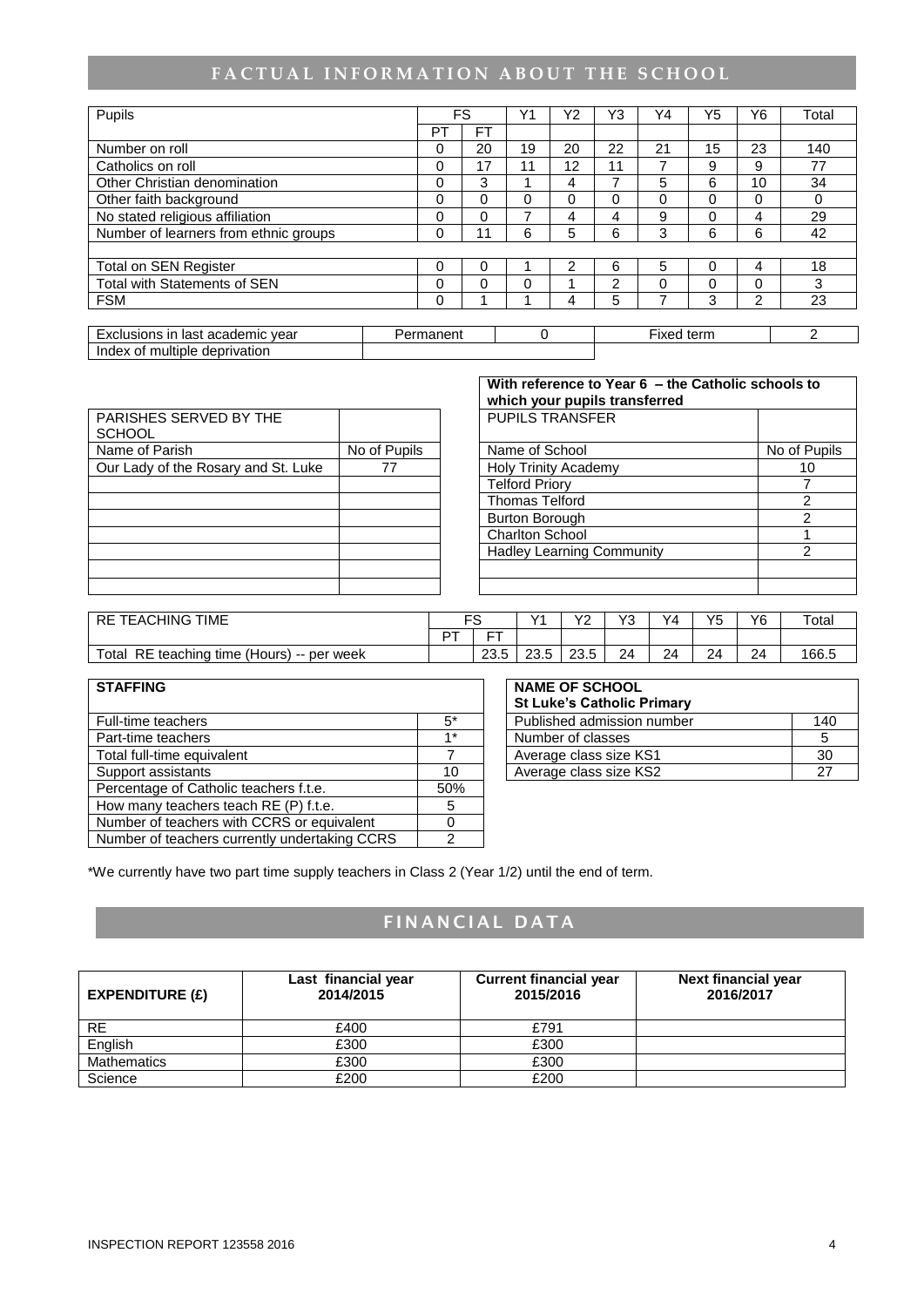## FACTUAL INFORMATION ABOUT THE SCHOOL

| Pupils | FS | | Y1 | Y2 | Y3 | Y4 | Y5 | Y6 | Total |
|---|---|---|---|---|---|---|---|---|---|
| | PT | FT | | | | | | | |
| Number on roll | 0 | 20 | 19 | 20 | 22 | 21 | 15 | 23 | 140 |
| Catholics on roll | 0 | 17 | 11 | 12 | 11 | 7 | 9 | 9 | 77 |
| Other Christian denomination | 0 | 3 | 1 | 4 | 7 | 5 | 6 | 10 | 34 |
| Other faith background | 0 | 0 | 0 | 0 | 0 | 0 | 0 | 0 | 0 |
| No stated religious affiliation | 0 | 0 | 7 | 4 | 4 | 9 | 0 | 4 | 29 |
| Number of learners from ethnic groups | 0 | 11 | 6 | 5 | 6 | 3 | 6 | 6 | 42 |
| | | | | | | | | | |
| Total on SEN Register | 0 | 0 | 1 | 2 | 6 | 5 | 0 | 4 | 18 |
| Total with Statements of SEN | 0 | 0 | 0 | 1 | 2 | 0 | 0 | 0 | 3 |
| FSM | 0 | 1 | 1 | 4 | 5 | 7 | 3 | 2 | 23 |

| Exclusions in last academic year | Permanent | 0 | Fixed term | 2 |
|---|---|---|---|---|
| Index of multiple deprivation | | | | |

| PARISHES SERVED BY THE SCHOOL | |
|---|---|
| Name of Parish | No of Pupils |
| Our Lady of the Rosary and St. Luke | 77 |

**With reference to Year 6 – the Catholic schools to which your pupils transferred**

| PUPILS TRANSFER | |
|---|---|
| Name of School | No of Pupils |
| Holy Trinity Academy | 10 |
| Telford Priory | 7 |
| Thomas Telford | 2 |
| Burton Borough | 2 |
| Charlton School | 1 |
| Hadley Learning Community | 2 |

| RE TEACHING TIME | FS | | Y1 | Y2 | Y3 | Y4 | Y5 | Y6 | Total |
|---|---|---|---|---|---|---|---|---|---|
| | PT | FT | | | | | | | |
| Total RE teaching time (Hours) -- per week | | 23.5 | 23.5 | 23.5 | 24 | 24 | 24 | 24 | 166.5 |

| STAFFING | |
|---|---|
| Full-time teachers | 5* |
| Part-time teachers | 1* |
| Total full-time equivalent | 7 |
| Support assistants | 10 |
| Percentage of Catholic teachers f.t.e. | 50% |
| How many teachers teach RE (P) f.t.e. | 5 |
| Number of teachers with CCRS or equivalent | 0 |
| Number of teachers currently undertaking CCRS | 2 |

| NAME OF SCHOOL St Luke's Catholic Primary | |
|---|---|
| Published admission number | 140 |
| Number of classes | 5 |
| Average class size KS1 | 30 |
| Average class size KS2 | 27 |

*We currently have two part time supply teachers in Class 2 (Year 1/2) until the end of term.

## FINANCIAL DATA

| EXPENDITURE (£) | Last financial year 2014/2015 | Current financial year 2015/2016 | Next financial year 2016/2017 |
|---|---|---|---|
| RE | £400 | £791 | |
| English | £300 | £300 | |
| Mathematics | £300 | £300 | |
| Science | £200 | £200 | |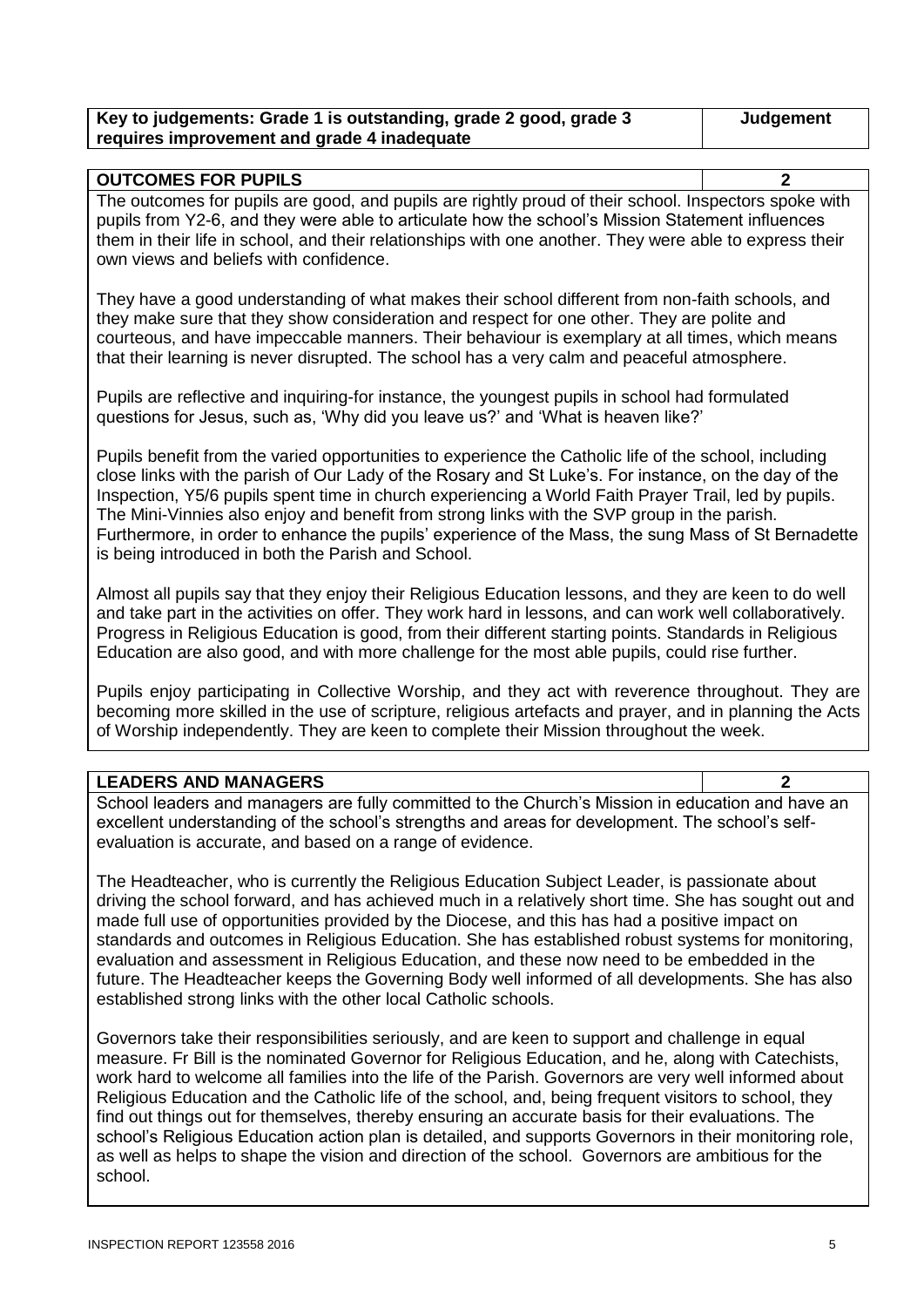| Key to judgements: Grade 1 is outstanding, grade 2 good, grade 3 requires improvement and grade 4 inadequate | Judgement |
|---|---|

| OUTCOMES FOR PUPILS | 2 |
|---|---|

The outcomes for pupils are good, and pupils are rightly proud of their school. Inspectors spoke with pupils from Y2-6, and they were able to articulate how the school's Mission Statement influences them in their life in school, and their relationships with one another. They were able to express their own views and beliefs with confidence.

They have a good understanding of what makes their school different from non-faith schools, and they make sure that they show consideration and respect for one other. They are polite and courteous, and have impeccable manners. Their behaviour is exemplary at all times, which means that their learning is never disrupted. The school has a very calm and peaceful atmosphere.

Pupils are reflective and inquiring-for instance, the youngest pupils in school had formulated questions for Jesus, such as, 'Why did you leave us?' and 'What is heaven like?'

Pupils benefit from the varied opportunities to experience the Catholic life of the school, including close links with the parish of Our Lady of the Rosary and St Luke's. For instance, on the day of the Inspection, Y5/6 pupils spent time in church experiencing a World Faith Prayer Trail, led by pupils. The Mini-Vinnies also enjoy and benefit from strong links with the SVP group in the parish. Furthermore, in order to enhance the pupils' experience of the Mass, the sung Mass of St Bernadette is being introduced in both the Parish and School.

Almost all pupils say that they enjoy their Religious Education lessons, and they are keen to do well and take part in the activities on offer. They work hard in lessons, and can work well collaboratively. Progress in Religious Education is good, from their different starting points. Standards in Religious Education are also good, and with more challenge for the most able pupils, could rise further.

Pupils enjoy participating in Collective Worship, and they act with reverence throughout. They are becoming more skilled in the use of scripture, religious artefacts and prayer, and in planning the Acts of Worship independently. They are keen to complete their Mission throughout the week.

| LEADERS AND MANAGERS | 2 |
|---|---|

School leaders and managers are fully committed to the Church's Mission in education and have an excellent understanding of the school's strengths and areas for development. The school's self-evaluation is accurate, and based on a range of evidence.

The Headteacher, who is currently the Religious Education Subject Leader, is passionate about driving the school forward, and has achieved much in a relatively short time. She has sought out and made full use of opportunities provided by the Diocese, and this has had a positive impact on standards and outcomes in Religious Education. She has established robust systems for monitoring, evaluation and assessment in Religious Education, and these now need to be embedded in the future. The Headteacher keeps the Governing Body well informed of all developments. She has also established strong links with the other local Catholic schools.

Governors take their responsibilities seriously, and are keen to support and challenge in equal measure. Fr Bill is the nominated Governor for Religious Education, and he, along with Catechists, work hard to welcome all families into the life of the Parish. Governors are very well informed about Religious Education and the Catholic life of the school, and, being frequent visitors to school, they find out things out for themselves, thereby ensuring an accurate basis for their evaluations. The school's Religious Education action plan is detailed, and supports Governors in their monitoring role, as well as helps to shape the vision and direction of the school. Governors are ambitious for the school.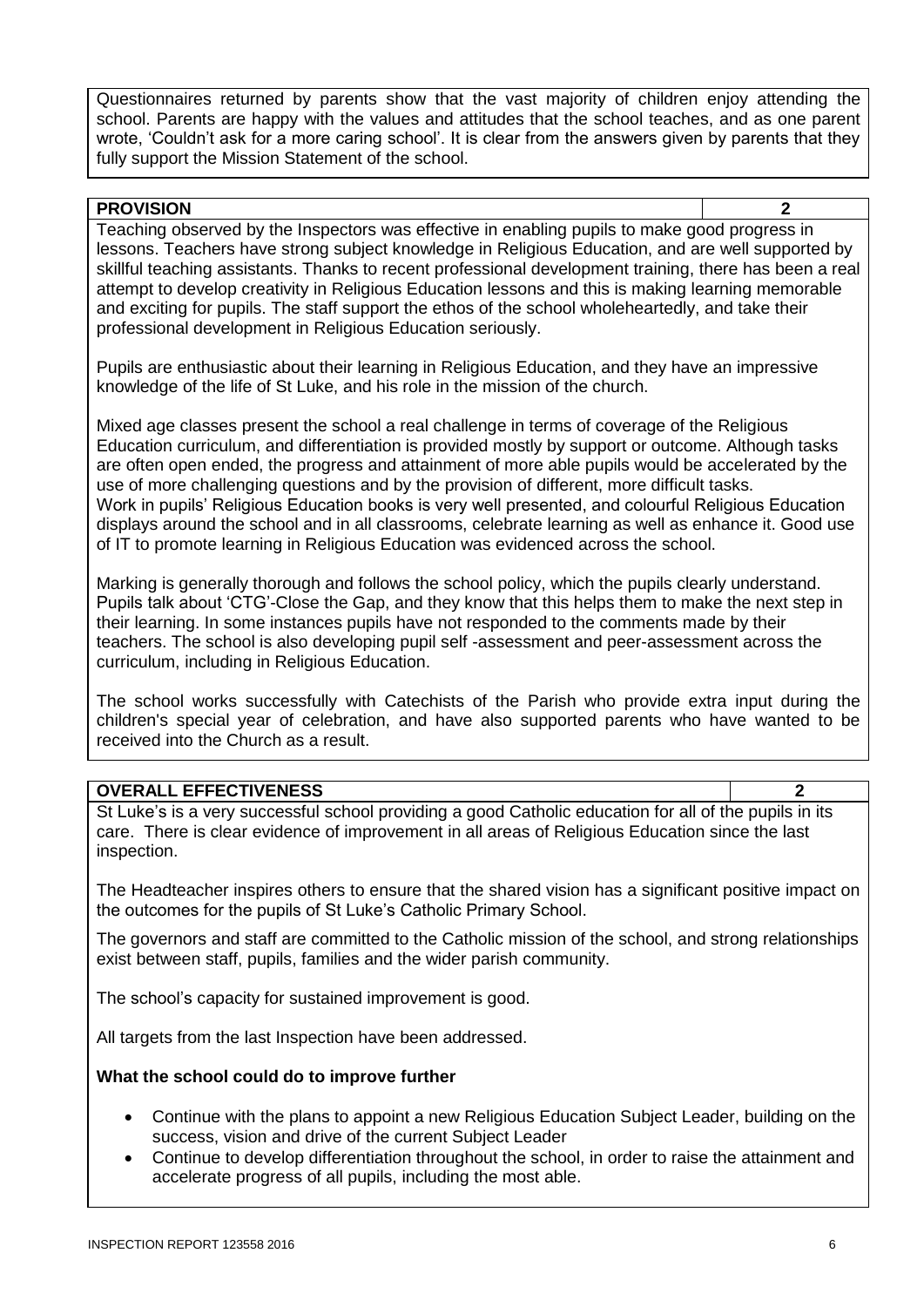Questionnaires returned by parents show that the vast majority of children enjoy attending the school. Parents are happy with the values and attitudes that the school teaches, and as one parent wrote, 'Couldn't ask for a more caring school'. It is clear from the answers given by parents that they fully support the Mission Statement of the school.

| **PROVISION** | **2** |
|---|---|

Teaching observed by the Inspectors was effective in enabling pupils to make good progress in lessons. Teachers have strong subject knowledge in Religious Education, and are well supported by skillful teaching assistants. Thanks to recent professional development training, there has been a real attempt to develop creativity in Religious Education lessons and this is making learning memorable and exciting for pupils. The staff support the ethos of the school wholeheartedly, and take their professional development in Religious Education seriously.

Pupils are enthusiastic about their learning in Religious Education, and they have an impressive knowledge of the life of St Luke, and his role in the mission of the church.

Mixed age classes present the school a real challenge in terms of coverage of the Religious Education curriculum, and differentiation is provided mostly by support or outcome. Although tasks are often open ended, the progress and attainment of more able pupils would be accelerated by the use of more challenging questions and by the provision of different, more difficult tasks.
Work in pupils' Religious Education books is very well presented, and colourful Religious Education displays around the school and in all classrooms, celebrate learning as well as enhance it. Good use of IT to promote learning in Religious Education was evidenced across the school.

Marking is generally thorough and follows the school policy, which the pupils clearly understand. Pupils talk about 'CTG'-Close the Gap, and they know that this helps them to make the next step in their learning. In some instances pupils have not responded to the comments made by their teachers. The school is also developing pupil self -assessment and peer-assessment across the curriculum, including in Religious Education.

The school works successfully with Catechists of the Parish who provide extra input during the children's special year of celebration, and have also supported parents who have wanted to be received into the Church as a result.

| **OVERALL EFFECTIVENESS** | **2** |
|---|---|

St Luke's is a very successful school providing a good Catholic education for all of the pupils in its care. There is clear evidence of improvement in all areas of Religious Education since the last inspection.

The Headteacher inspires others to ensure that the shared vision has a significant positive impact on the outcomes for the pupils of St Luke's Catholic Primary School.

The governors and staff are committed to the Catholic mission of the school, and strong relationships exist between staff, pupils, families and the wider parish community.

The school's capacity for sustained improvement is good.

All targets from the last Inspection have been addressed.

**What the school could do to improve further**

- Continue with the plans to appoint a new Religious Education Subject Leader, building on the success, vision and drive of the current Subject Leader
- Continue to develop differentiation throughout the school, in order to raise the attainment and accelerate progress of all pupils, including the most able.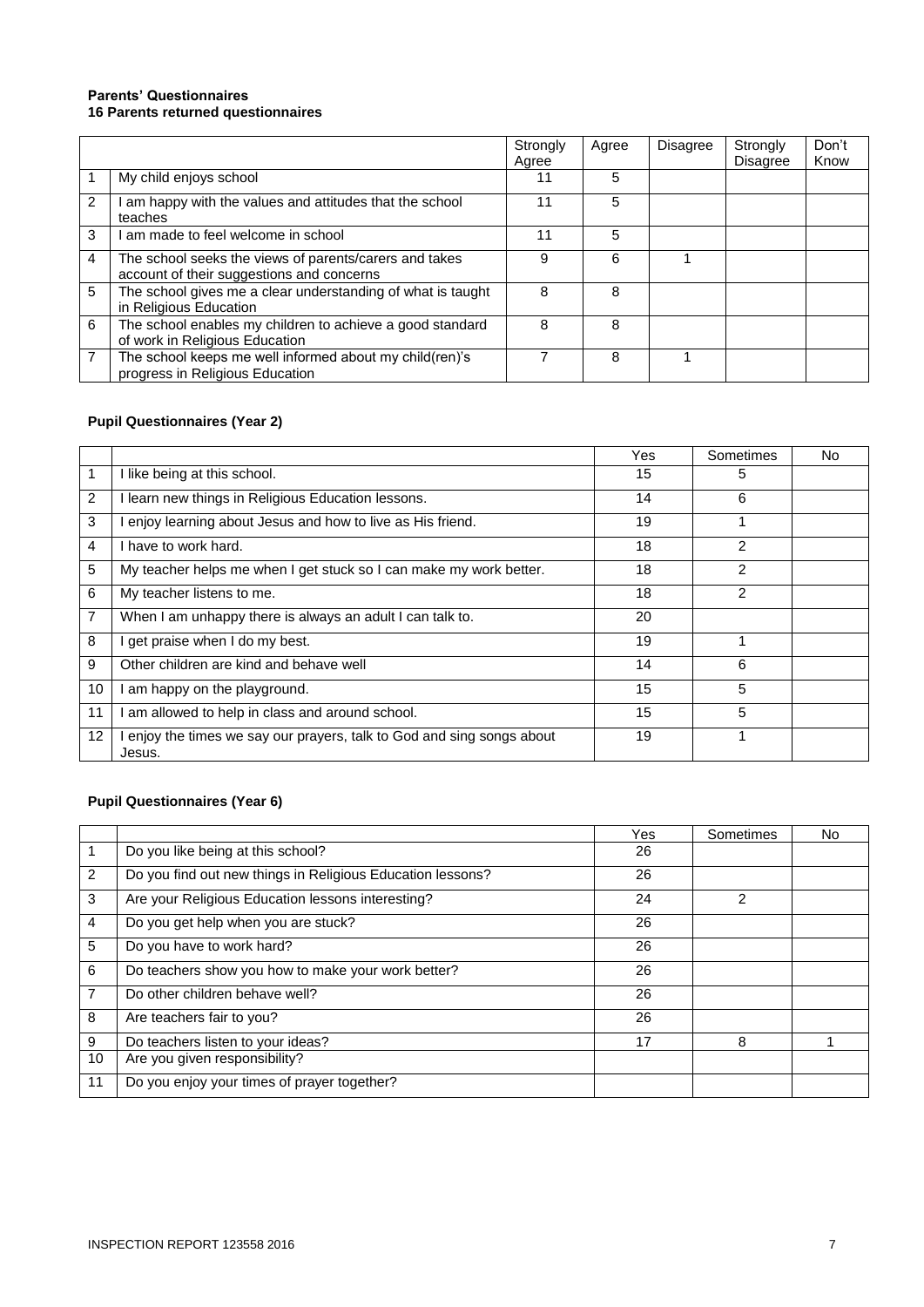**Parents' Questionnaires**
**16 Parents returned questionnaires**

| | | Strongly Agree | Agree | Disagree | Strongly Disagree | Don't Know |
|---|---|---|---|---|---|---|
| 1 | My child enjoys school | 11 | 5 | | | |
| 2 | I am happy with the values and attitudes that the school teaches | 11 | 5 | | | |
| 3 | I am made to feel welcome in school | 11 | 5 | | | |
| 4 | The school seeks the views of parents/carers and takes account of their suggestions and concerns | 9 | 6 | 1 | | |
| 5 | The school gives me a clear understanding of what is taught in Religious Education | 8 | 8 | | | |
| 6 | The school enables my children to achieve a good standard of work in Religious Education | 8 | 8 | | | |
| 7 | The school keeps me well informed about my child(ren)'s progress in Religious Education | 7 | 8 | 1 | | |

**Pupil Questionnaires (Year 2)**

| | | Yes | Sometimes | No |
|---|---|---|---|---|
| 1 | I like being at this school. | 15 | 5 | |
| 2 | I learn new things in Religious Education lessons. | 14 | 6 | |
| 3 | I enjoy learning about Jesus and how to live as His friend. | 19 | 1 | |
| 4 | I have to work hard. | 18 | 2 | |
| 5 | My teacher helps me when I get stuck so I can make my work better. | 18 | 2 | |
| 6 | My teacher listens to me. | 18 | 2 | |
| 7 | When I am unhappy there is always an adult I can talk to. | 20 | | |
| 8 | I get praise when I do my best. | 19 | 1 | |
| 9 | Other children are kind and behave well | 14 | 6 | |
| 10 | I am happy on the playground. | 15 | 5 | |
| 11 | I am allowed to help in class and around school. | 15 | 5 | |
| 12 | I enjoy the times we say our prayers, talk to God and sing songs about Jesus. | 19 | 1 | |

**Pupil Questionnaires (Year 6)**

| | | Yes | Sometimes | No |
|---|---|---|---|---|
| 1 | Do you like being at this school? | 26 | | |
| 2 | Do you find out new things in Religious Education lessons? | 26 | | |
| 3 | Are your Religious Education lessons interesting? | 24 | 2 | |
| 4 | Do you get help when you are stuck? | 26 | | |
| 5 | Do you have to work hard? | 26 | | |
| 6 | Do teachers show you how to make your work better? | 26 | | |
| 7 | Do other children behave well? | 26 | | |
| 8 | Are teachers fair to you? | 26 | | |
| 9 | Do teachers listen to your ideas? | 17 | 8 | 1 |
| 10 | Are you given responsibility? | | | |
| 11 | Do you enjoy your times of prayer together? | | | |